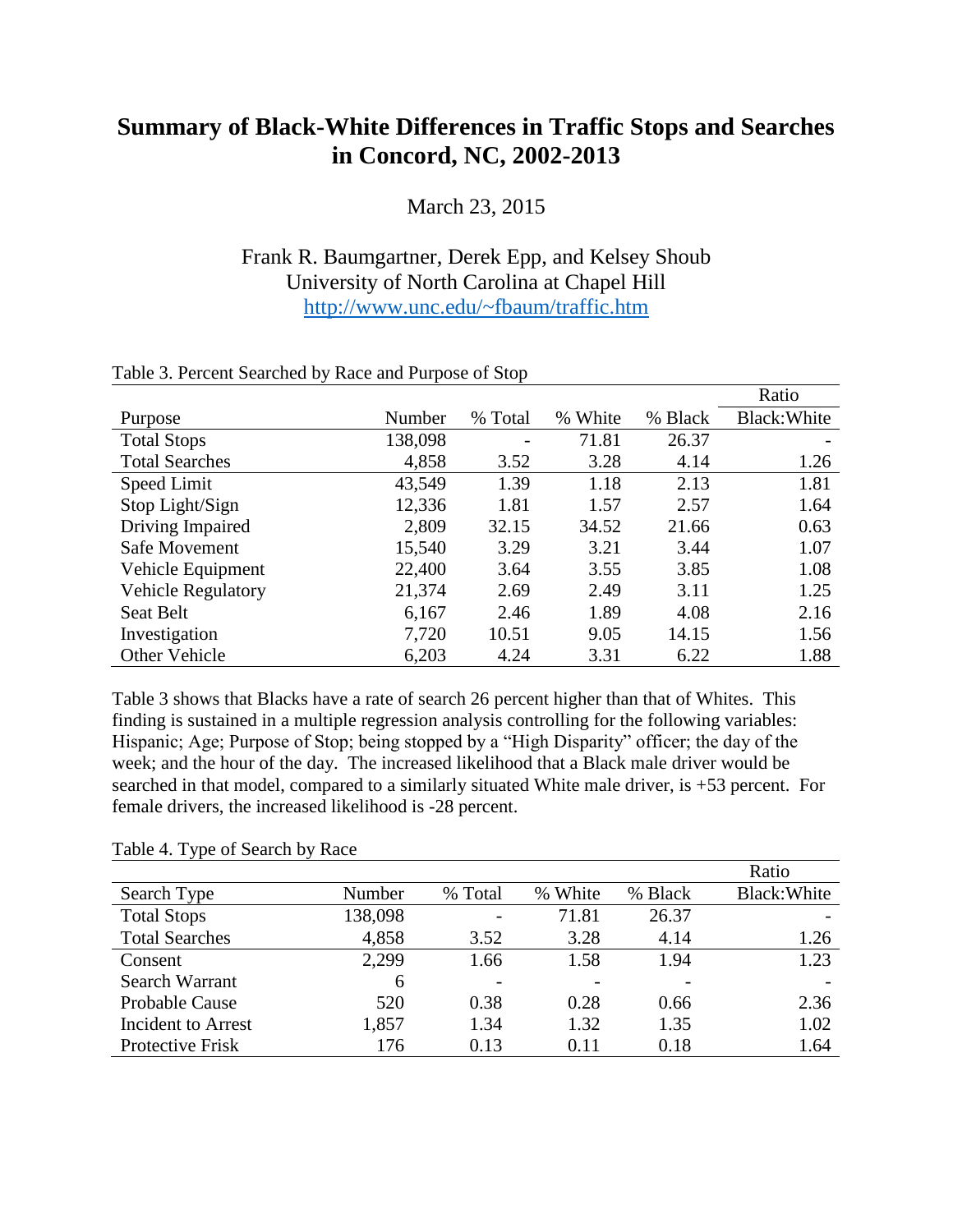# Summary of Black-White Differences in Traffic Stops and Searches in Concord, NC, 2002-2013

March 23, 2015

Frank R. Baumgartner, Derek Epp, and Kelsey Shoub
University of North Carolina at Chapel Hill
http://www.unc.edu/~fbaum/traffic.htm

Table 3. Percent Searched by Race and Purpose of Stop

| Purpose | Number | % Total | % White | % Black | Ratio Black:White |
|---|---|---|---|---|---|
| Total Stops | 138,098 | - | 71.81 | 26.37 | - |
| Total Searches | 4,858 | 3.52 | 3.28 | 4.14 | 1.26 |
| Speed Limit | 43,549 | 1.39 | 1.18 | 2.13 | 1.81 |
| Stop Light/Sign | 12,336 | 1.81 | 1.57 | 2.57 | 1.64 |
| Driving Impaired | 2,809 | 32.15 | 34.52 | 21.66 | 0.63 |
| Safe Movement | 15,540 | 3.29 | 3.21 | 3.44 | 1.07 |
| Vehicle Equipment | 22,400 | 3.64 | 3.55 | 3.85 | 1.08 |
| Vehicle Regulatory | 21,374 | 2.69 | 2.49 | 3.11 | 1.25 |
| Seat Belt | 6,167 | 2.46 | 1.89 | 4.08 | 2.16 |
| Investigation | 7,720 | 10.51 | 9.05 | 14.15 | 1.56 |
| Other Vehicle | 6,203 | 4.24 | 3.31 | 6.22 | 1.88 |

Table 3 shows that Blacks have a rate of search 26 percent higher than that of Whites. This finding is sustained in a multiple regression analysis controlling for the following variables: Hispanic; Age; Purpose of Stop; being stopped by a "High Disparity" officer; the day of the week; and the hour of the day. The increased likelihood that a Black male driver would be searched in that model, compared to a similarly situated White male driver, is +53 percent. For female drivers, the increased likelihood is -28 percent.

Table 4. Type of Search by Race

| Search Type | Number | % Total | % White | % Black | Ratio Black:White |
|---|---|---|---|---|---|
| Total Stops | 138,098 | - | 71.81 | 26.37 | - |
| Total Searches | 4,858 | 3.52 | 3.28 | 4.14 | 1.26 |
| Consent | 2,299 | 1.66 | 1.58 | 1.94 | 1.23 |
| Search Warrant | 6 | - | - | - | - |
| Probable Cause | 520 | 0.38 | 0.28 | 0.66 | 2.36 |
| Incident to Arrest | 1,857 | 1.34 | 1.32 | 1.35 | 1.02 |
| Protective Frisk | 176 | 0.13 | 0.11 | 0.18 | 1.64 |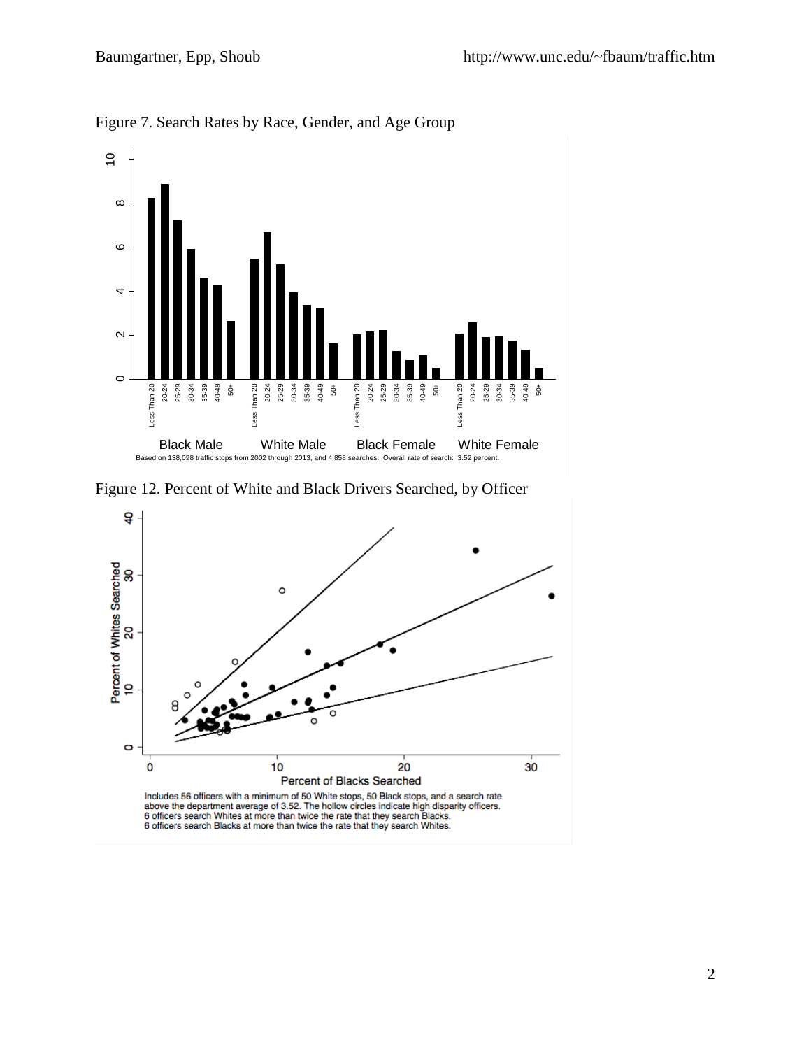Figure 7. Search Rates by Race, Gender, and Age Group

10
8
6
4
2
0

Less Than 20
20-24
25-29
30-34
35-39
40-49
50+

Black Male
White Male
Black Female
White Female

Based on 138,098 traffic stops from 2002 through 2013, and 4,858 searches. Overall rate of search: 3.52 percent.

Figure 12. Percent of White and Black Drivers Searched, by Officer

Percent of Whites Searched
40
30
20
10
0

Percent of Blacks Searched
0
10
20
30

Includes 56 officers with a minimum of 50 White stops, 50 Black stops, and a search rate above the department average of 3.52. The hollow circles indicate high disparity officers.
6 officers search Whites at more than twice the rate that they search Blacks.
6 officers search Blacks at more than twice the rate that they search Whites.